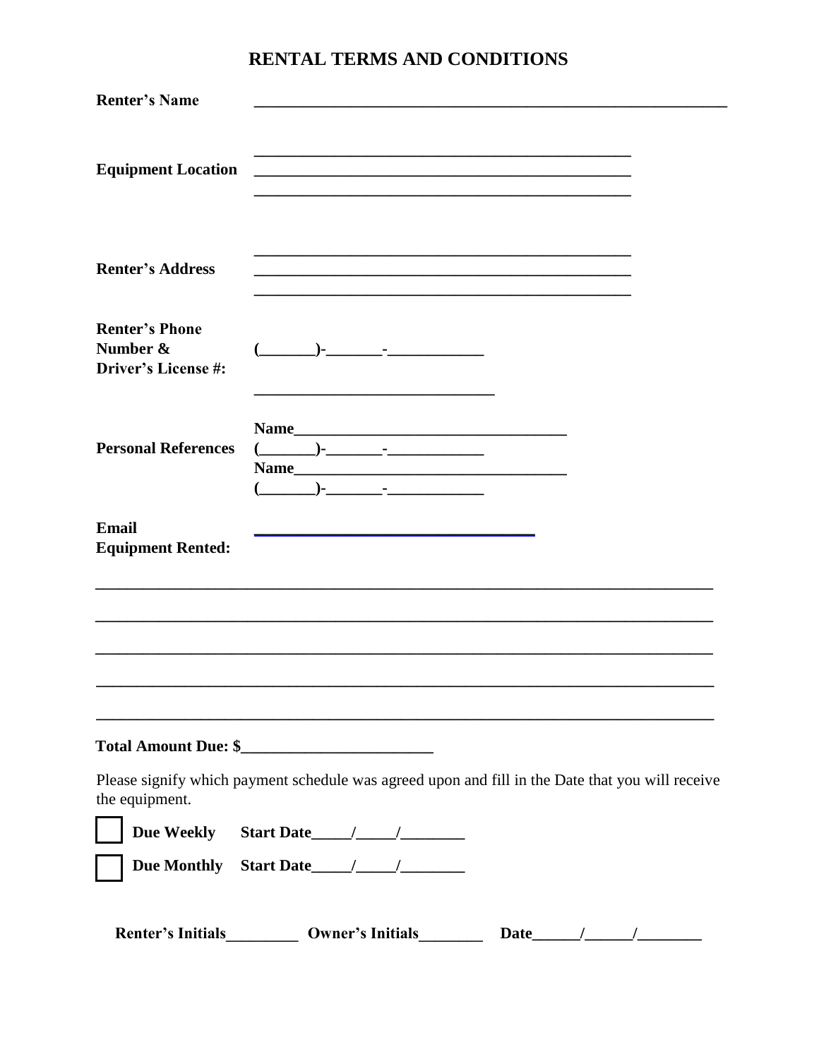# RENTAL TERMS AND CONDITIONS

**Renter's Name** ____________________________________________________________

**Equipment Location** ________________________________________________
________________________________________________
________________________________________________

**Renter's Address** ________________________________________________
________________________________________________
________________________________________________

**Renter's Phone Number & Driver's License #:** (_______)-_______-____________

______________________________

**Personal References**
Name__________________________________
(_______)-_______-____________
Name__________________________________
(_______)-_______-____________

**Email** ________________________________

**Equipment Rented:**

______________________________________________________________________________

______________________________________________________________________________

______________________________________________________________________________

______________________________________________________________________________

______________________________________________________________________________

**Total Amount Due: $**________________________

Please signify which payment schedule was agreed upon and fill in the Date that you will receive the equipment.

☐ **Due Weekly** **Start Date**_____/_____/________

☐ **Due Monthly** **Start Date**_____/_____/________

**Renter's Initials**_________ **Owner's Initials**________ **Date**______/______/________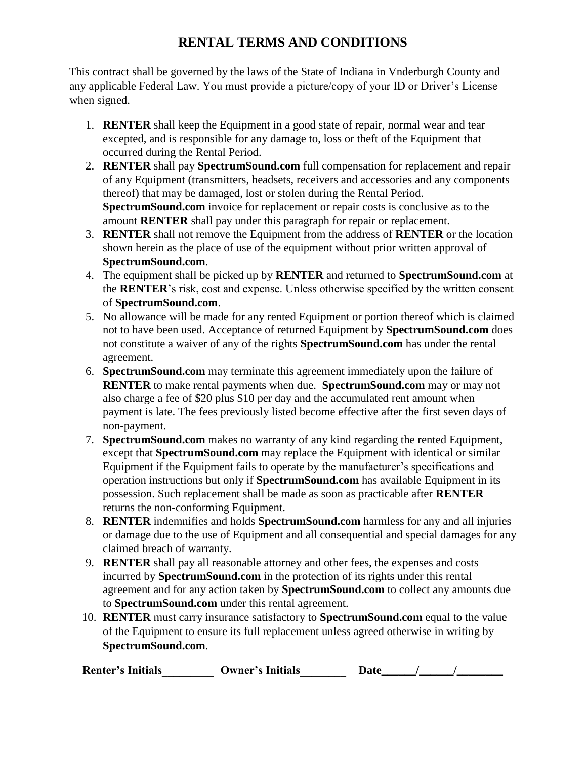# RENTAL TERMS AND CONDITIONS

This contract shall be governed by the laws of the State of Indiana in Vnderburgh County and any applicable Federal Law. You must provide a picture/copy of your ID or Driver's License when signed.

1. **RENTER** shall keep the Equipment in a good state of repair, normal wear and tear excepted, and is responsible for any damage to, loss or theft of the Equipment that occurred during the Rental Period.
2. **RENTER** shall pay **SpectrumSound.com** full compensation for replacement and repair of any Equipment (transmitters, headsets, receivers and accessories and any components thereof) that may be damaged, lost or stolen during the Rental Period. **SpectrumSound.com** invoice for replacement or repair costs is conclusive as to the amount **RENTER** shall pay under this paragraph for repair or replacement.
3. **RENTER** shall not remove the Equipment from the address of **RENTER** or the location shown herein as the place of use of the equipment without prior written approval of **SpectrumSound.com**.
4. The equipment shall be picked up by **RENTER** and returned to **SpectrumSound.com** at the **RENTER**'s risk, cost and expense. Unless otherwise specified by the written consent of **SpectrumSound.com**.
5. No allowance will be made for any rented Equipment or portion thereof which is claimed not to have been used. Acceptance of returned Equipment by **SpectrumSound.com** does not constitute a waiver of any of the rights **SpectrumSound.com** has under the rental agreement.
6. **SpectrumSound.com** may terminate this agreement immediately upon the failure of **RENTER** to make rental payments when due. **SpectrumSound.com** may or may not also charge a fee of $20 plus $10 per day and the accumulated rent amount when payment is late. The fees previously listed become effective after the first seven days of non-payment.
7. **SpectrumSound.com** makes no warranty of any kind regarding the rented Equipment, except that **SpectrumSound.com** may replace the Equipment with identical or similar Equipment if the Equipment fails to operate by the manufacturer's specifications and operation instructions but only if **SpectrumSound.com** has available Equipment in its possession. Such replacement shall be made as soon as practicable after **RENTER** returns the non-conforming Equipment.
8. **RENTER** indemnifies and holds **SpectrumSound.com** harmless for any and all injuries or damage due to the use of Equipment and all consequential and special damages for any claimed breach of warranty.
9. **RENTER** shall pay all reasonable attorney and other fees, the expenses and costs incurred by **SpectrumSound.com** in the protection of its rights under this rental agreement and for any action taken by **SpectrumSound.com** to collect any amounts due to **SpectrumSound.com** under this rental agreement.
10. **RENTER** must carry insurance satisfactory to **SpectrumSound.com** equal to the value of the Equipment to ensure its full replacement unless agreed otherwise in writing by **SpectrumSound.com**.

**Renter's Initials_________ Owner's Initials________ Date______/______/________**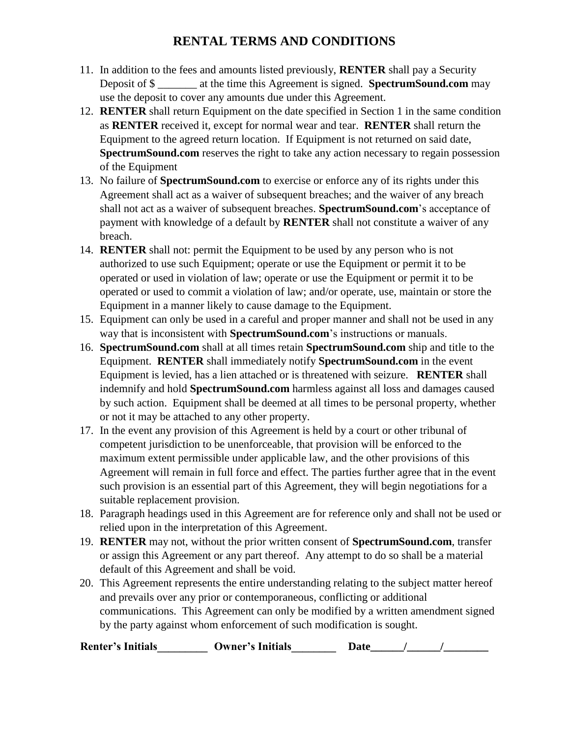# RENTAL TERMS AND CONDITIONS

11. In addition to the fees and amounts listed previously, **RENTER** shall pay a Security Deposit of $ _______ at the time this Agreement is signed. **SpectrumSound.com** may use the deposit to cover any amounts due under this Agreement.
12. **RENTER** shall return Equipment on the date specified in Section 1 in the same condition as **RENTER** received it, except for normal wear and tear. **RENTER** shall return the Equipment to the agreed return location. If Equipment is not returned on said date, **SpectrumSound.com** reserves the right to take any action necessary to regain possession of the Equipment
13. No failure of **SpectrumSound.com** to exercise or enforce any of its rights under this Agreement shall act as a waiver of subsequent breaches; and the waiver of any breach shall not act as a waiver of subsequent breaches. **SpectrumSound.com**'s acceptance of payment with knowledge of a default by **RENTER** shall not constitute a waiver of any breach.
14. **RENTER** shall not: permit the Equipment to be used by any person who is not authorized to use such Equipment; operate or use the Equipment or permit it to be operated or used in violation of law; operate or use the Equipment or permit it to be operated or used to commit a violation of law; and/or operate, use, maintain or store the Equipment in a manner likely to cause damage to the Equipment.
15. Equipment can only be used in a careful and proper manner and shall not be used in any way that is inconsistent with **SpectrumSound.com**'s instructions or manuals.
16. **SpectrumSound.com** shall at all times retain **SpectrumSound.com** ship and title to the Equipment. **RENTER** shall immediately notify **SpectrumSound.com** in the event Equipment is levied, has a lien attached or is threatened with seizure. **RENTER** shall indemnify and hold **SpectrumSound.com** harmless against all loss and damages caused by such action. Equipment shall be deemed at all times to be personal property, whether or not it may be attached to any other property.
17. In the event any provision of this Agreement is held by a court or other tribunal of competent jurisdiction to be unenforceable, that provision will be enforced to the maximum extent permissible under applicable law, and the other provisions of this Agreement will remain in full force and effect. The parties further agree that in the event such provision is an essential part of this Agreement, they will begin negotiations for a suitable replacement provision.
18. Paragraph headings used in this Agreement are for reference only and shall not be used or relied upon in the interpretation of this Agreement.
19. **RENTER** may not, without the prior written consent of **SpectrumSound.com**, transfer or assign this Agreement or any part thereof. Any attempt to do so shall be a material default of this Agreement and shall be void.
20. This Agreement represents the entire understanding relating to the subject matter hereof and prevails over any prior or contemporaneous, conflicting or additional communications. This Agreement can only be modified by a written amendment signed by the party against whom enforcement of such modification is sought.

**Renter's Initials_________ Owner's Initials________ Date______/______/________**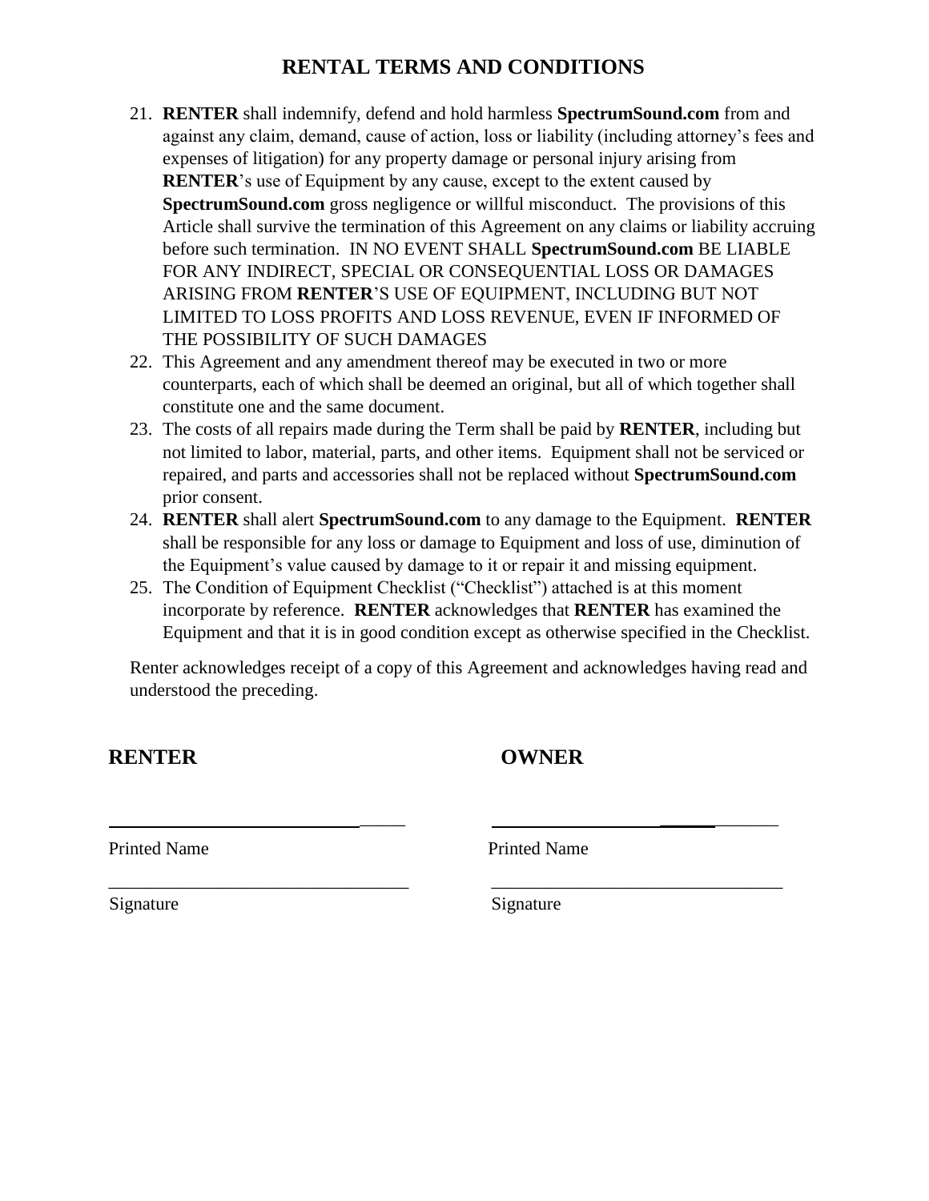# RENTAL TERMS AND CONDITIONS

21. **RENTER** shall indemnify, defend and hold harmless **SpectrumSound.com** from and against any claim, demand, cause of action, loss or liability (including attorney's fees and expenses of litigation) for any property damage or personal injury arising from **RENTER**'s use of Equipment by any cause, except to the extent caused by **SpectrumSound.com** gross negligence or willful misconduct. The provisions of this Article shall survive the termination of this Agreement on any claims or liability accruing before such termination. IN NO EVENT SHALL **SpectrumSound.com** BE LIABLE FOR ANY INDIRECT, SPECIAL OR CONSEQUENTIAL LOSS OR DAMAGES ARISING FROM **RENTER**'S USE OF EQUIPMENT, INCLUDING BUT NOT LIMITED TO LOSS PROFITS AND LOSS REVENUE, EVEN IF INFORMED OF THE POSSIBILITY OF SUCH DAMAGES
22. This Agreement and any amendment thereof may be executed in two or more counterparts, each of which shall be deemed an original, but all of which together shall constitute one and the same document.
23. The costs of all repairs made during the Term shall be paid by **RENTER**, including but not limited to labor, material, parts, and other items. Equipment shall not be serviced or repaired, and parts and accessories shall not be replaced without **SpectrumSound.com** prior consent.
24. **RENTER** shall alert **SpectrumSound.com** to any damage to the Equipment. **RENTER** shall be responsible for any loss or damage to Equipment and loss of use, diminution of the Equipment's value caused by damage to it or repair it and missing equipment.
25. The Condition of Equipment Checklist ("Checklist") attached is at this moment incorporate by reference. **RENTER** acknowledges that **RENTER** has examined the Equipment and that it is in good condition except as otherwise specified in the Checklist.

Renter acknowledges receipt of a copy of this Agreement and acknowledges having read and understood the preceding.

**RENTER**

_________________________________

Printed Name

_________________________________

Signature

**OWNER**

_________________________________

Printed Name

_________________________________

Signature